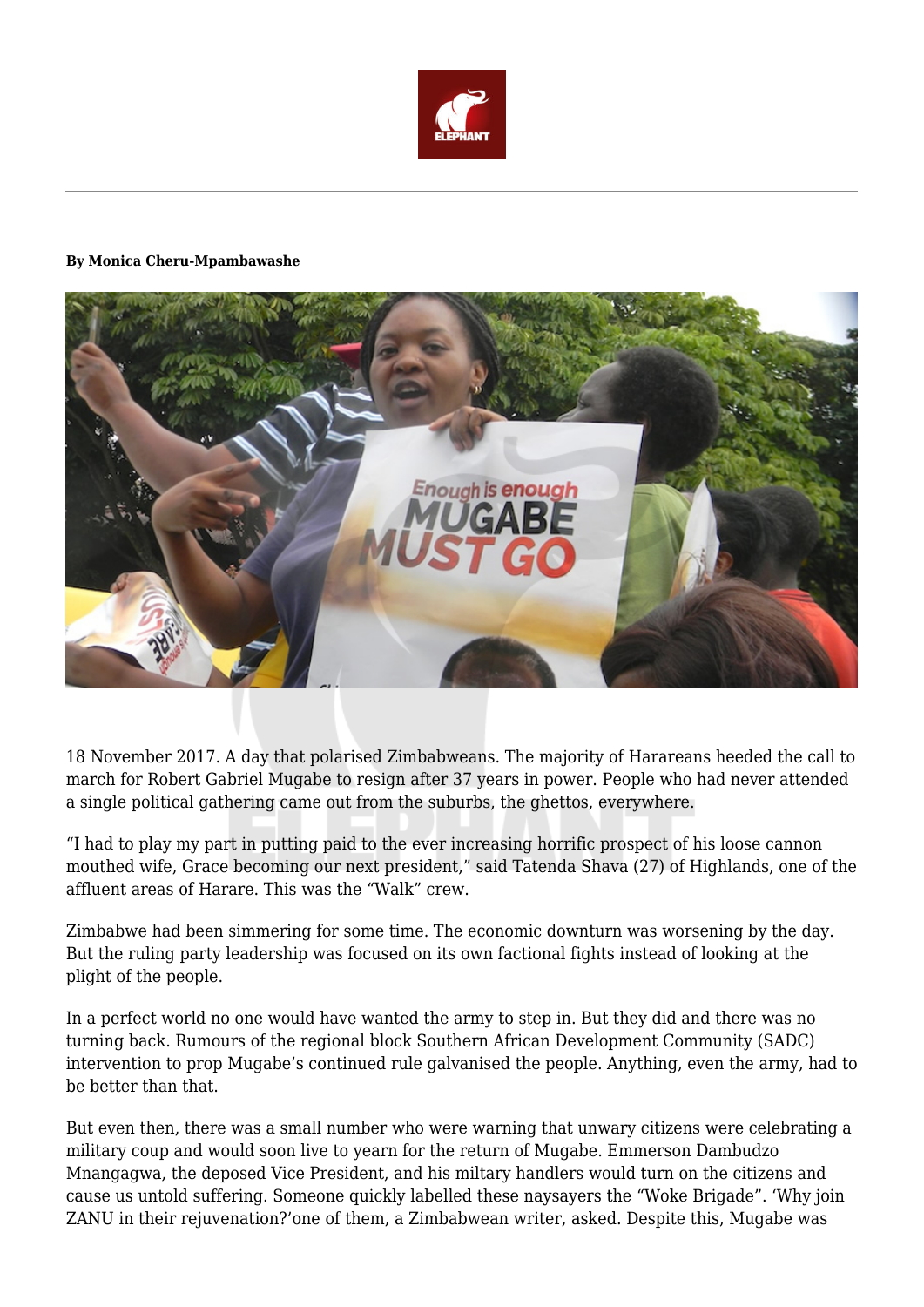**By Monica Cheru-Mpambawashe**

18 November 2017. A day that polarised Zimbabweans. The majority of Harareans heeded the call to march for Robert Gabriel Mugabe to resign after 37 years in power. People who had never attended a single political gathering came out from the suburbs, the ghettos, everywhere.

"I had to play my part in putting paid to the ever increasing horrific prospect of his loose cannon mouthed wife, Grace becoming our next president," said Tatenda Shava (27) of Highlands, one of the affluent areas of Harare. This was the "Walk" crew.

Zimbabwe had been simmering for some time. The economic downturn was worsening by the day. But the ruling party leadership was focused on its own factional fights instead of looking at the plight of the people.

In a perfect world no one would have wanted the army to step in. But they did and there was no turning back. Rumours of the regional block Southern African Development Community (SADC) intervention to prop Mugabe's continued rule galvanised the people. Anything, even the army, had to be better than that.

But even then, there was a small number who were warning that unwary citizens were celebrating a military coup and would soon live to yearn for the return of Mugabe. Emmerson Dambudzo Mnangagwa, the deposed Vice President, and his miltary handlers would turn on the citizens and cause us untold suffering. Someone quickly labelled these naysayers the "Woke Brigade". 'Why join ZANU in their rejuvenation?'one of them, a Zimbabwean writer, asked. Despite this, Mugabe was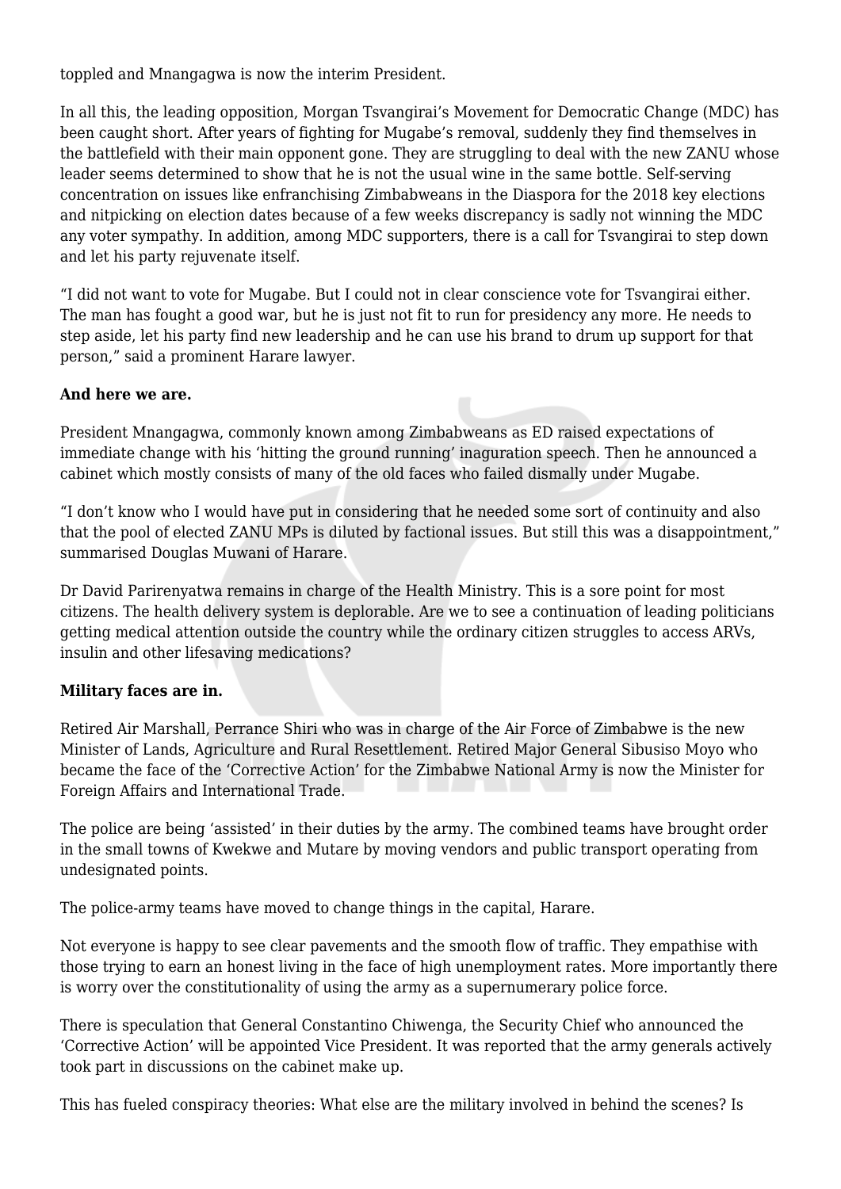toppled and Mnangagwa is now the interim President.

In all this, the leading opposition, Morgan Tsvangirai's Movement for Democratic Change (MDC) has been caught short. After years of fighting for Mugabe's removal, suddenly they find themselves in the battlefield with their main opponent gone. They are struggling to deal with the new ZANU whose leader seems determined to show that he is not the usual wine in the same bottle. Self-serving concentration on issues like enfranchising Zimbabweans in the Diaspora for the 2018 key elections and nitpicking on election dates because of a few weeks discrepancy is sadly not winning the MDC any voter sympathy. In addition, among MDC supporters, there is a call for Tsvangirai to step down and let his party rejuvenate itself.

"I did not want to vote for Mugabe. But I could not in clear conscience vote for Tsvangirai either. The man has fought a good war, but he is just not fit to run for presidency any more. He needs to step aside, let his party find new leadership and he can use his brand to drum up support for that person," said a prominent Harare lawyer.

**And here we are.**

President Mnangagwa, commonly known among Zimbabweans as ED raised expectations of immediate change with his 'hitting the ground running' inaguration speech. Then he announced a cabinet which mostly consists of many of the old faces who failed dismally under Mugabe.

"I don't know who I would have put in considering that he needed some sort of continuity and also that the pool of elected ZANU MPs is diluted by factional issues. But still this was a disappointment," summarised Douglas Muwani of Harare.

Dr David Parirenyatwa remains in charge of the Health Ministry. This is a sore point for most citizens. The health delivery system is deplorable. Are we to see a continuation of leading politicians getting medical attention outside the country while the ordinary citizen struggles to access ARVs, insulin and other lifesaving medications?

**Military faces are in.**

Retired Air Marshall, Perrance Shiri who was in charge of the Air Force of Zimbabwe is the new Minister of Lands, Agriculture and Rural Resettlement. Retired Major General Sibusiso Moyo who became the face of the 'Corrective Action' for the Zimbabwe National Army is now the Minister for Foreign Affairs and International Trade.

The police are being 'assisted' in their duties by the army. The combined teams have brought order in the small towns of Kwekwe and Mutare by moving vendors and public transport operating from undesignated points.

The police-army teams have moved to change things in the capital, Harare.

Not everyone is happy to see clear pavements and the smooth flow of traffic. They empathise with those trying to earn an honest living in the face of high unemployment rates. More importantly there is worry over the constitutionality of using the army as a supernumerary police force.

There is speculation that General Constantino Chiwenga, the Security Chief who announced the 'Corrective Action' will be appointed Vice President. It was reported that the army generals actively took part in discussions on the cabinet make up.

This has fueled conspiracy theories: What else are the military involved in behind the scenes? Is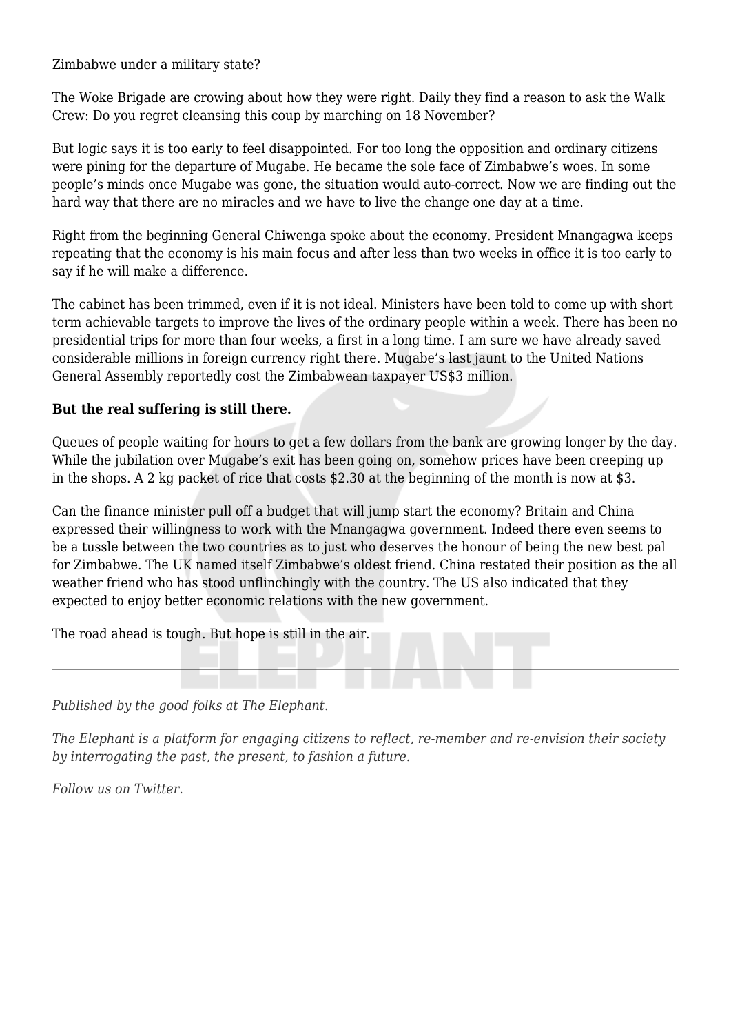Zimbabwe under a military state?

The Woke Brigade are crowing about how they were right. Daily they find a reason to ask the Walk Crew: Do you regret cleansing this coup by marching on 18 November?

But logic says it is too early to feel disappointed. For too long the opposition and ordinary citizens were pining for the departure of Mugabe. He became the sole face of Zimbabwe's woes. In some people's minds once Mugabe was gone, the situation would auto-correct. Now we are finding out the hard way that there are no miracles and we have to live the change one day at a time.

Right from the beginning General Chiwenga spoke about the economy. President Mnangagwa keeps repeating that the economy is his main focus and after less than two weeks in office it is too early to say if he will make a difference.

The cabinet has been trimmed, even if it is not ideal. Ministers have been told to come up with short term achievable targets to improve the lives of the ordinary people within a week. There has been no presidential trips for more than four weeks, a first in a long time. I am sure we have already saved considerable millions in foreign currency right there. Mugabe's last jaunt to the United Nations General Assembly reportedly cost the Zimbabwean taxpayer US$3 million.

**But the real suffering is still there.**

Queues of people waiting for hours to get a few dollars from the bank are growing longer by the day. While the jubilation over Mugabe's exit has been going on, somehow prices have been creeping up in the shops. A 2 kg packet of rice that costs $2.30 at the beginning of the month is now at $3.

Can the finance minister pull off a budget that will jump start the economy? Britain and China expressed their willingness to work with the Mnangagwa government. Indeed there even seems to be a tussle between the two countries as to just who deserves the honour of being the new best pal for Zimbabwe. The UK named itself Zimbabwe's oldest friend. China restated their position as the all weather friend who has stood unflinchingly with the country. The US also indicated that they expected to enjoy better economic relations with the new government.

The road ahead is tough. But hope is still in the air.

---

*Published by the good folks at The Elephant.*

*The Elephant is a platform for engaging citizens to reflect, re-member and re-envision their society by interrogating the past, the present, to fashion a future.*

*Follow us on Twitter.*